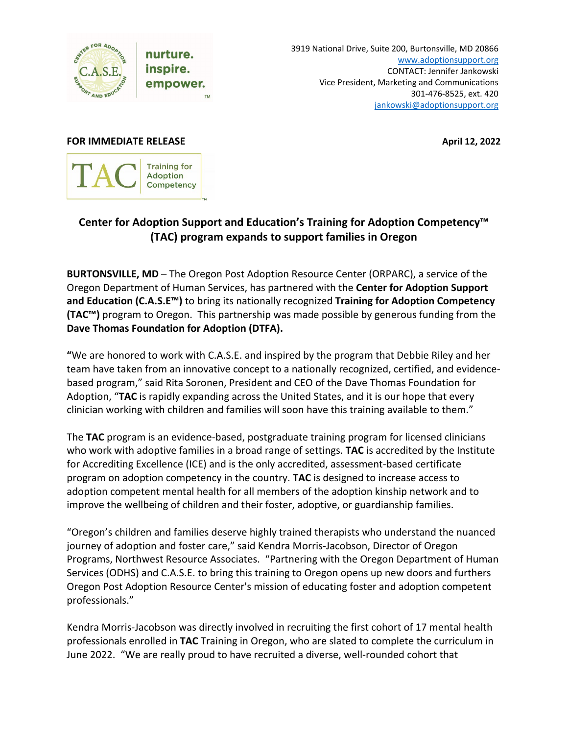3919 National Drive, Suite 200, Burtonsville, MD 20866
www.adoptionsupport.org
CONTACT: Jennifer Jankowski
Vice President, Marketing and Communications
301-476-8525, ext. 420
jankowski@adoptionsupport.org

**FOR IMMEDIATE RELEASE** **April 12, 2022**

## Center for Adoption Support and Education's Training for Adoption Competency™ (TAC) program expands to support families in Oregon

**BURTONSVILLE, MD** – The Oregon Post Adoption Resource Center (ORPARC), a service of the Oregon Department of Human Services, has partnered with the **Center for Adoption Support and Education (C.A.S.E™)** to bring its nationally recognized **Training for Adoption Competency (TAC™)** program to Oregon. This partnership was made possible by generous funding from the **Dave Thomas Foundation for Adoption (DTFA).**

**"**We are honored to work with C.A.S.E. and inspired by the program that Debbie Riley and her team have taken from an innovative concept to a nationally recognized, certified, and evidence-based program," said Rita Soronen, President and CEO of the Dave Thomas Foundation for Adoption, "**TAC** is rapidly expanding across the United States, and it is our hope that every clinician working with children and families will soon have this training available to them."

The **TAC** program is an evidence-based, postgraduate training program for licensed clinicians who work with adoptive families in a broad range of settings. **TAC** is accredited by the Institute for Accrediting Excellence (ICE) and is the only accredited, assessment-based certificate program on adoption competency in the country. **TAC** is designed to increase access to adoption competent mental health for all members of the adoption kinship network and to improve the wellbeing of children and their foster, adoptive, or guardianship families.

"Oregon's children and families deserve highly trained therapists who understand the nuanced journey of adoption and foster care," said Kendra Morris-Jacobson, Director of Oregon Programs, Northwest Resource Associates. "Partnering with the Oregon Department of Human Services (ODHS) and C.A.S.E. to bring this training to Oregon opens up new doors and furthers Oregon Post Adoption Resource Center's mission of educating foster and adoption competent professionals."

Kendra Morris-Jacobson was directly involved in recruiting the first cohort of 17 mental health professionals enrolled in **TAC** Training in Oregon, who are slated to complete the curriculum in June 2022. "We are really proud to have recruited a diverse, well-rounded cohort that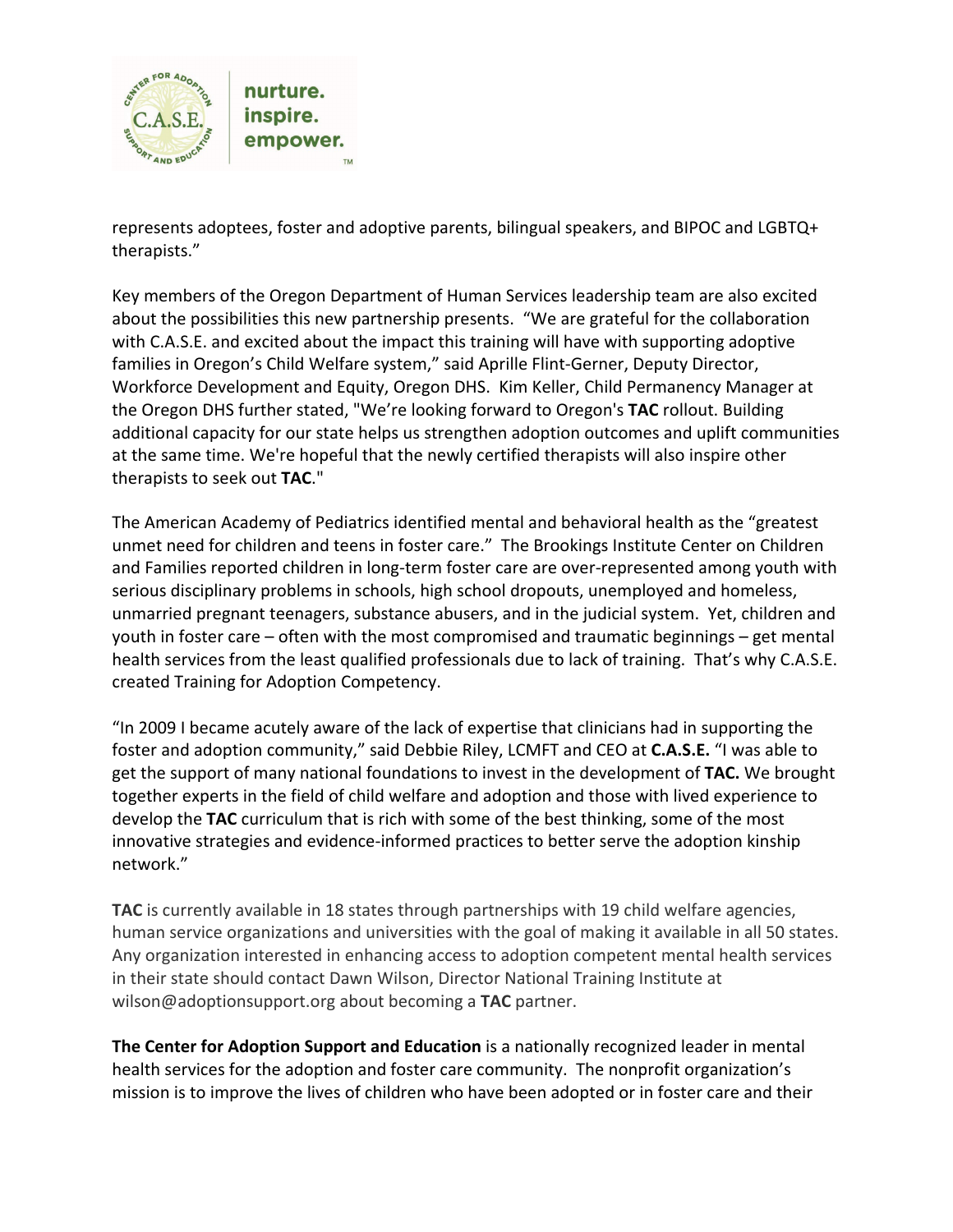represents adoptees, foster and adoptive parents, bilingual speakers, and BIPOC and LGBTQ+ therapists."

Key members of the Oregon Department of Human Services leadership team are also excited about the possibilities this new partnership presents. "We are grateful for the collaboration with C.A.S.E. and excited about the impact this training will have with supporting adoptive families in Oregon's Child Welfare system," said Aprille Flint-Gerner, Deputy Director, Workforce Development and Equity, Oregon DHS. Kim Keller, Child Permanency Manager at the Oregon DHS further stated, "We're looking forward to Oregon's **TAC** rollout. Building additional capacity for our state helps us strengthen adoption outcomes and uplift communities at the same time. We're hopeful that the newly certified therapists will also inspire other therapists to seek out **TAC**."

The American Academy of Pediatrics identified mental and behavioral health as the "greatest unmet need for children and teens in foster care." The Brookings Institute Center on Children and Families reported children in long-term foster care are over-represented among youth with serious disciplinary problems in schools, high school dropouts, unemployed and homeless, unmarried pregnant teenagers, substance abusers, and in the judicial system. Yet, children and youth in foster care – often with the most compromised and traumatic beginnings – get mental health services from the least qualified professionals due to lack of training. That's why C.A.S.E. created Training for Adoption Competency.

"In 2009 I became acutely aware of the lack of expertise that clinicians had in supporting the foster and adoption community," said Debbie Riley, LCMFT and CEO at **C.A.S.E.** "I was able to get the support of many national foundations to invest in the development of **TAC.** We brought together experts in the field of child welfare and adoption and those with lived experience to develop the **TAC** curriculum that is rich with some of the best thinking, some of the most innovative strategies and evidence-informed practices to better serve the adoption kinship network."

**TAC** is currently available in 18 states through partnerships with 19 child welfare agencies, human service organizations and universities with the goal of making it available in all 50 states. Any organization interested in enhancing access to adoption competent mental health services in their state should contact Dawn Wilson, Director National Training Institute at wilson@adoptionsupport.org about becoming a **TAC** partner.

**The Center for Adoption Support and Education** is a nationally recognized leader in mental health services for the adoption and foster care community. The nonprofit organization's mission is to improve the lives of children who have been adopted or in foster care and their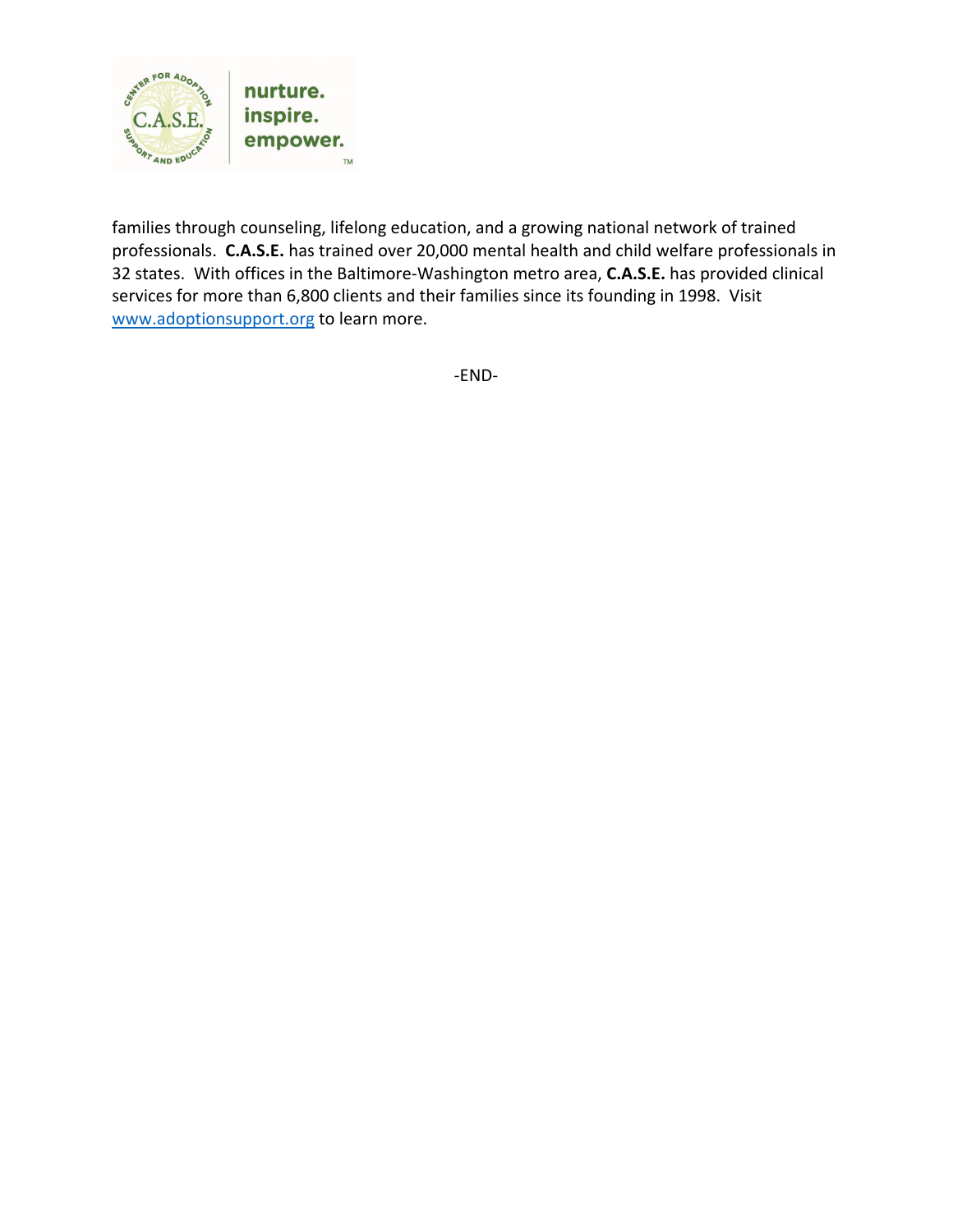families through counseling, lifelong education, and a growing national network of trained professionals. **C.A.S.E.** has trained over 20,000 mental health and child welfare professionals in 32 states. With offices in the Baltimore-Washington metro area, **C.A.S.E.** has provided clinical services for more than 6,800 clients and their families since its founding in 1998. Visit [www.adoptionsupport.org](http://www.adoptionsupport.org) to learn more.

-END-